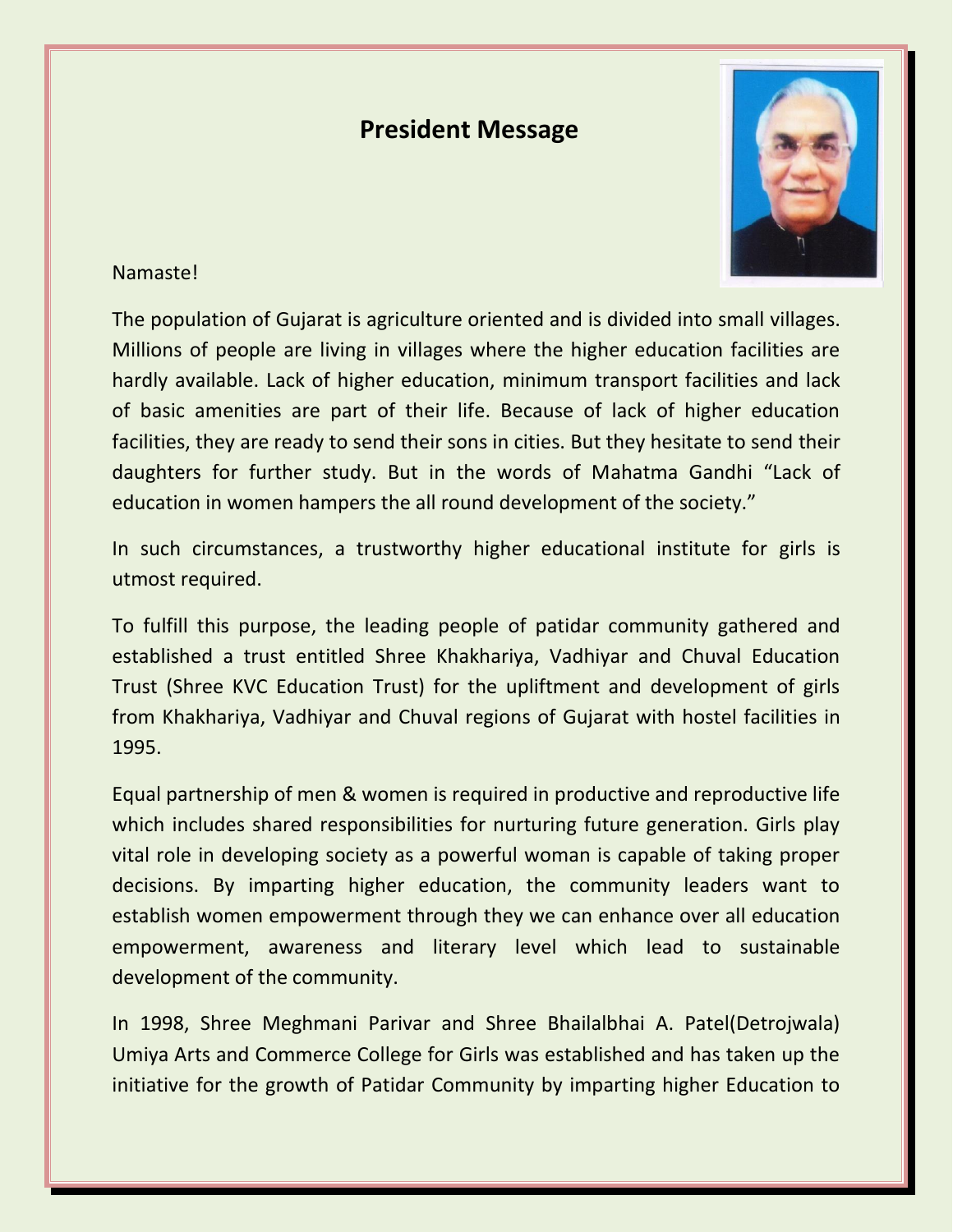# President Message

Namaste!

The population of Gujarat is agriculture oriented and is divided into small villages. Millions of people are living in villages where the higher education facilities are hardly available. Lack of higher education, minimum transport facilities and lack of basic amenities are part of their life. Because of lack of higher education facilities, they are ready to send their sons in cities. But they hesitate to send their daughters for further study. But in the words of Mahatma Gandhi "Lack of education in women hampers the all round development of the society."

In such circumstances, a trustworthy higher educational institute for girls is utmost required.

To fulfill this purpose, the leading people of patidar community gathered and established a trust entitled Shree Khakhariya, Vadhiyar and Chuval Education Trust (Shree KVC Education Trust) for the upliftment and development of girls from Khakhariya, Vadhiyar and Chuval regions of Gujarat with hostel facilities in 1995.

Equal partnership of men & women is required in productive and reproductive life which includes shared responsibilities for nurturing future generation. Girls play vital role in developing society as a powerful woman is capable of taking proper decisions. By imparting higher education, the community leaders want to establish women empowerment through they we can enhance over all education empowerment, awareness and literary level which lead to sustainable development of the community.

In 1998, Shree Meghmani Parivar and Shree Bhailalbhai A. Patel(Detrojwala) Umiya Arts and Commerce College for Girls was established and has taken up the initiative for the growth of Patidar Community by imparting higher Education to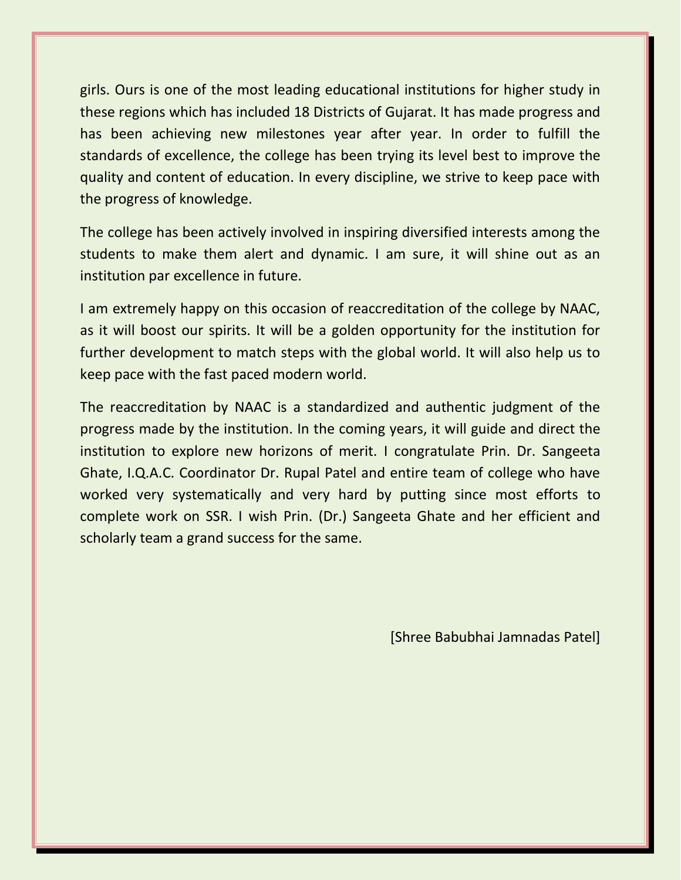girls. Ours is one of the most leading educational institutions for higher study in these regions which has included 18 Districts of Gujarat. It has made progress and has been achieving new milestones year after year. In order to fulfill the standards of excellence, the college has been trying its level best to improve the quality and content of education. In every discipline, we strive to keep pace with the progress of knowledge.

The college has been actively involved in inspiring diversified interests among the students to make them alert and dynamic. I am sure, it will shine out as an institution par excellence in future.

I am extremely happy on this occasion of reaccreditation of the college by NAAC, as it will boost our spirits. It will be a golden opportunity for the institution for further development to match steps with the global world. It will also help us to keep pace with the fast paced modern world.

The reaccreditation by NAAC is a standardized and authentic judgment of the progress made by the institution. In the coming years, it will guide and direct the institution to explore new horizons of merit. I congratulate Prin. Dr. Sangeeta Ghate, I.Q.A.C. Coordinator Dr. Rupal Patel and entire team of college who have worked very systematically and very hard by putting since most efforts to complete work on SSR. I wish Prin. (Dr.) Sangeeta Ghate and her efficient and scholarly team a grand success for the same.

[Shree Babubhai Jamnadas Patel]